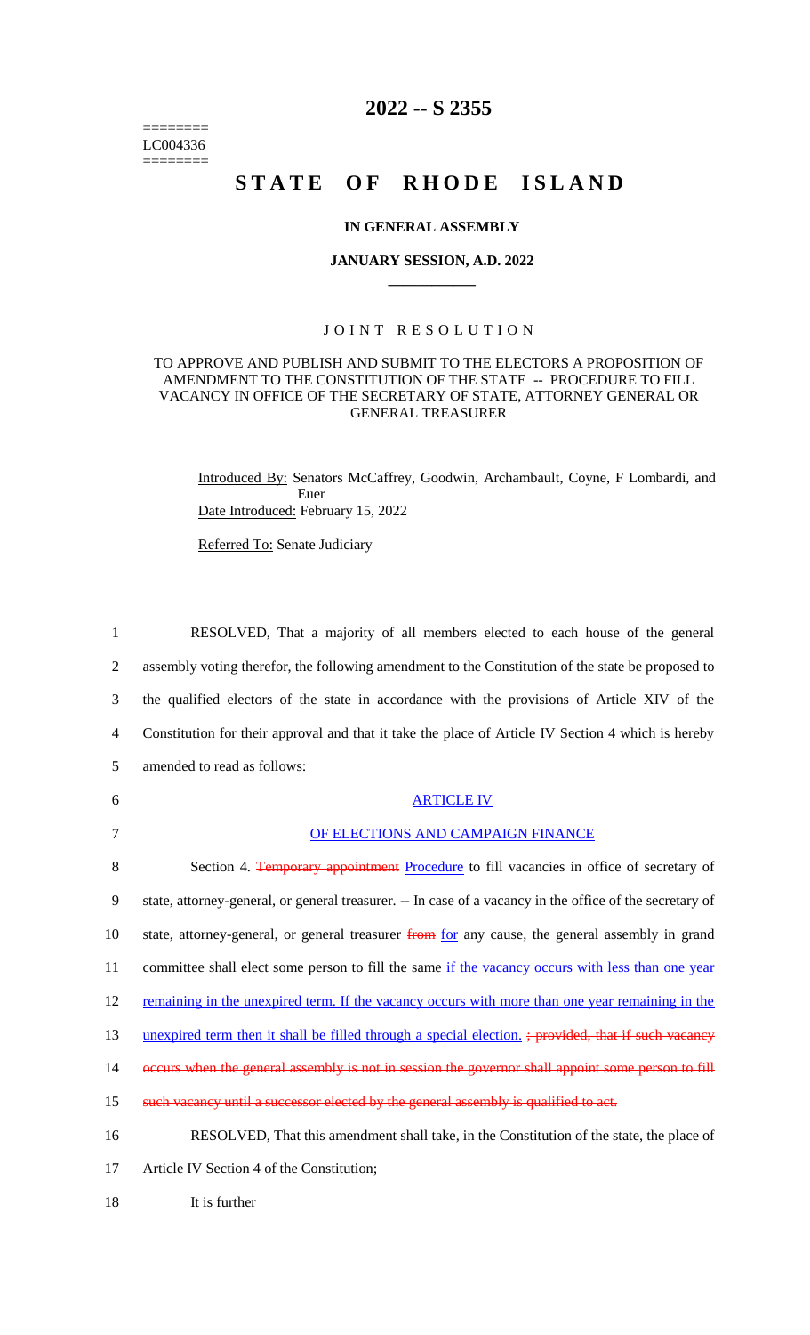========
LC004336
========

# 2022 -- S 2355

# STATE OF RHODE ISLAND

## IN GENERAL ASSEMBLY

## JANUARY SESSION, A.D. 2022

### JOINT RESOLUTION

TO APPROVE AND PUBLISH AND SUBMIT TO THE ELECTORS A PROPOSITION OF AMENDMENT TO THE CONSTITUTION OF THE STATE -- PROCEDURE TO FILL VACANCY IN OFFICE OF THE SECRETARY OF STATE, ATTORNEY GENERAL OR GENERAL TREASURER

Introduced By: Senators McCaffrey, Goodwin, Archambault, Coyne, F Lombardi, and Euer

Date Introduced: February 15, 2022

Referred To: Senate Judiciary

1 RESOLVED, That a majority of all members elected to each house of the general
2 assembly voting therefor, the following amendment to the Constitution of the state be proposed to
3 the qualified electors of the state in accordance with the provisions of Article XIV of the
4 Constitution for their approval and that it take the place of Article IV Section 4 which is hereby
5 amended to read as follows:

6 ARTICLE IV

7 OF ELECTIONS AND CAMPAIGN FINANCE

8 Section 4. ~~Temporary appointment~~ Procedure to fill vacancies in office of secretary of
9 state, attorney-general, or general treasurer. -- In case of a vacancy in the office of the secretary of
10 state, attorney-general, or general treasurer ~~from~~ for any cause, the general assembly in grand
11 committee shall elect some person to fill the same if the vacancy occurs with less than one year
12 remaining in the unexpired term. If the vacancy occurs with more than one year remaining in the
13 unexpired term then it shall be filled through a special election. ~~; provided, that if such vacancy~~
14 ~~occurs when the general assembly is not in session the governor shall appoint some person to fill~~
15 ~~such vacancy until a successor elected by the general assembly is qualified to act.~~

16 RESOLVED, That this amendment shall take, in the Constitution of the state, the place of
17 Article IV Section 4 of the Constitution;

18 It is further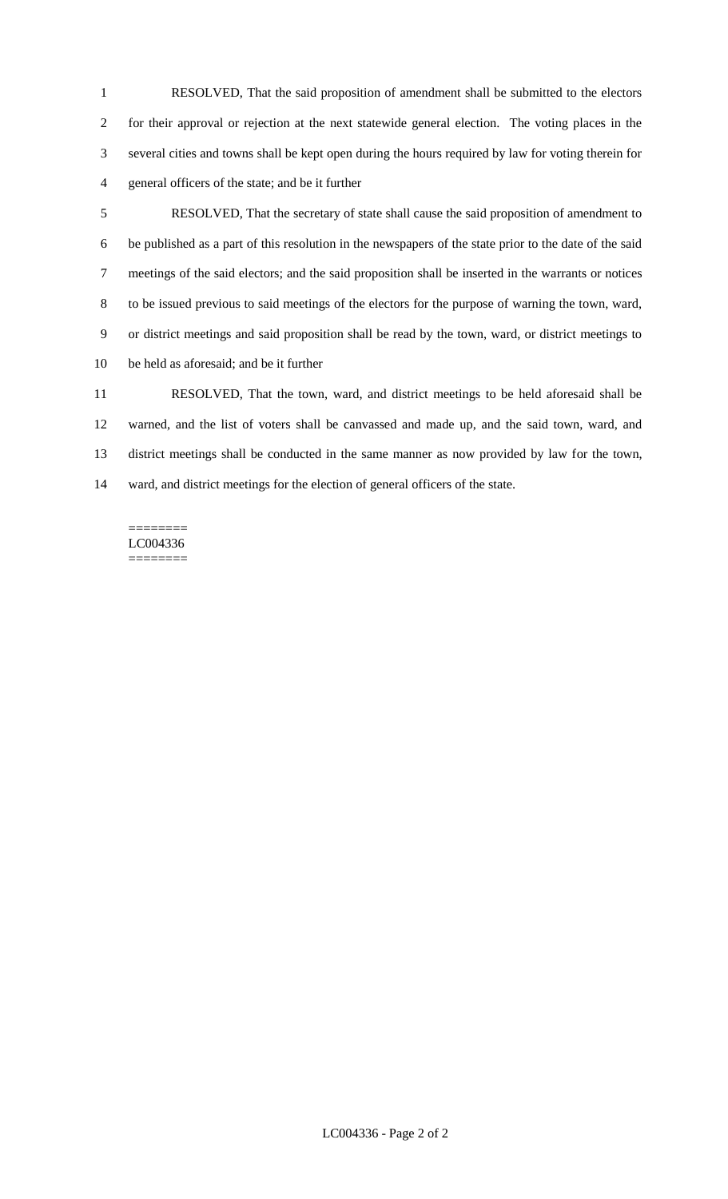RESOLVED, That the said proposition of amendment shall be submitted to the electors for their approval or rejection at the next statewide general election. The voting places in the several cities and towns shall be kept open during the hours required by law for voting therein for general officers of the state; and be it further

RESOLVED, That the secretary of state shall cause the said proposition of amendment to be published as a part of this resolution in the newspapers of the state prior to the date of the said meetings of the said electors; and the said proposition shall be inserted in the warrants or notices to be issued previous to said meetings of the electors for the purpose of warning the town, ward, or district meetings and said proposition shall be read by the town, ward, or district meetings to be held as aforesaid; and be it further

RESOLVED, That the town, ward, and district meetings to be held aforesaid shall be warned, and the list of voters shall be canvassed and made up, and the said town, ward, and district meetings shall be conducted in the same manner as now provided by law for the town, ward, and district meetings for the election of general officers of the state.

========
LC004336
========